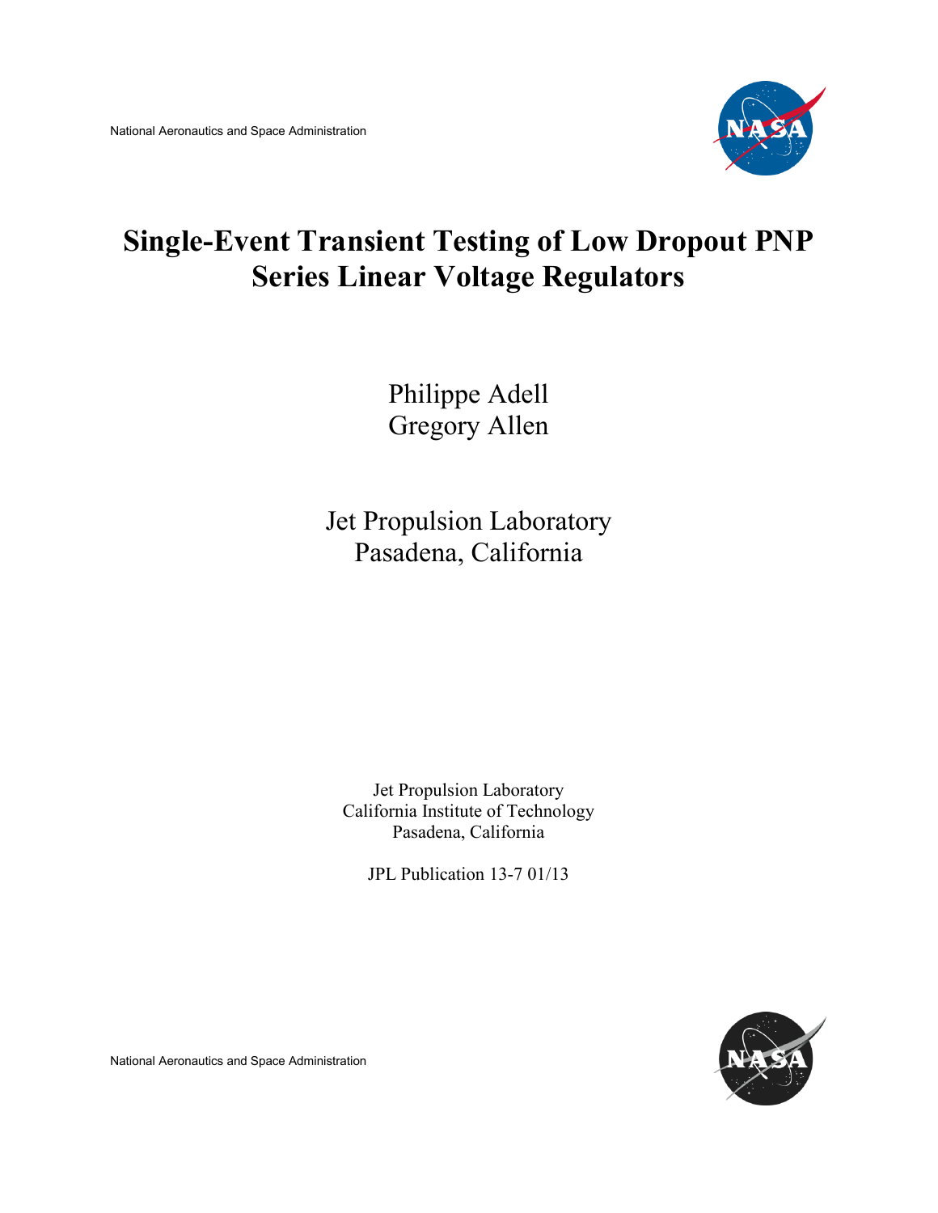National Aeronautics and Space Administration

# Single-Event Transient Testing of Low Dropout PNP Series Linear Voltage Regulators

Philippe Adell
Gregory Allen

Jet Propulsion Laboratory
Pasadena, California

Jet Propulsion Laboratory
California Institute of Technology
Pasadena, California

JPL Publication 13-7 01/13

National Aeronautics and Space Administration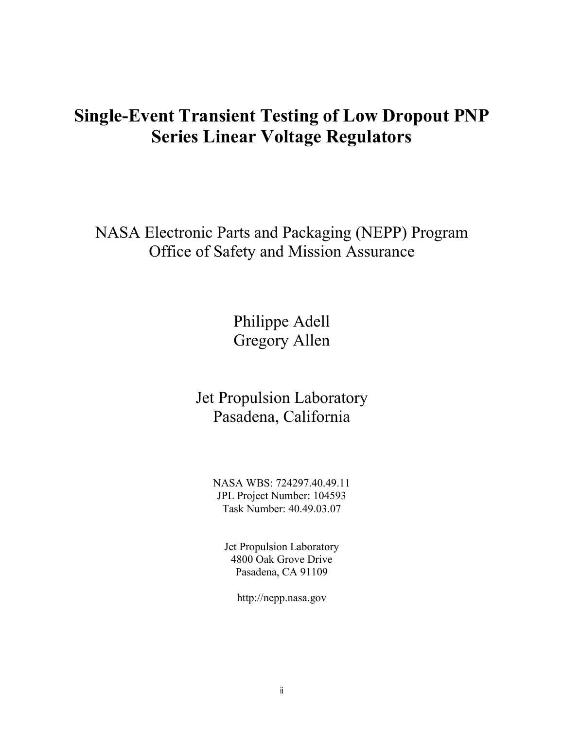# Single-Event Transient Testing of Low Dropout PNP Series Linear Voltage Regulators

NASA Electronic Parts and Packaging (NEPP) Program
Office of Safety and Mission Assurance

Philippe Adell
Gregory Allen

Jet Propulsion Laboratory
Pasadena, California

NASA WBS: 724297.40.49.11
JPL Project Number: 104593
Task Number: 40.49.03.07

Jet Propulsion Laboratory
4800 Oak Grove Drive
Pasadena, CA 91109

http://nepp.nasa.gov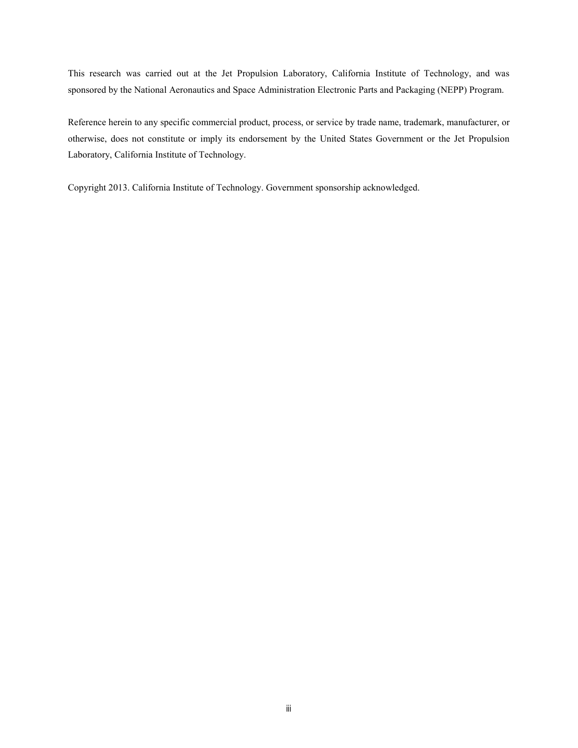This research was carried out at the Jet Propulsion Laboratory, California Institute of Technology, and was sponsored by the National Aeronautics and Space Administration Electronic Parts and Packaging (NEPP) Program.

Reference herein to any specific commercial product, process, or service by trade name, trademark, manufacturer, or otherwise, does not constitute or imply its endorsement by the United States Government or the Jet Propulsion Laboratory, California Institute of Technology.

Copyright 2013. California Institute of Technology. Government sponsorship acknowledged.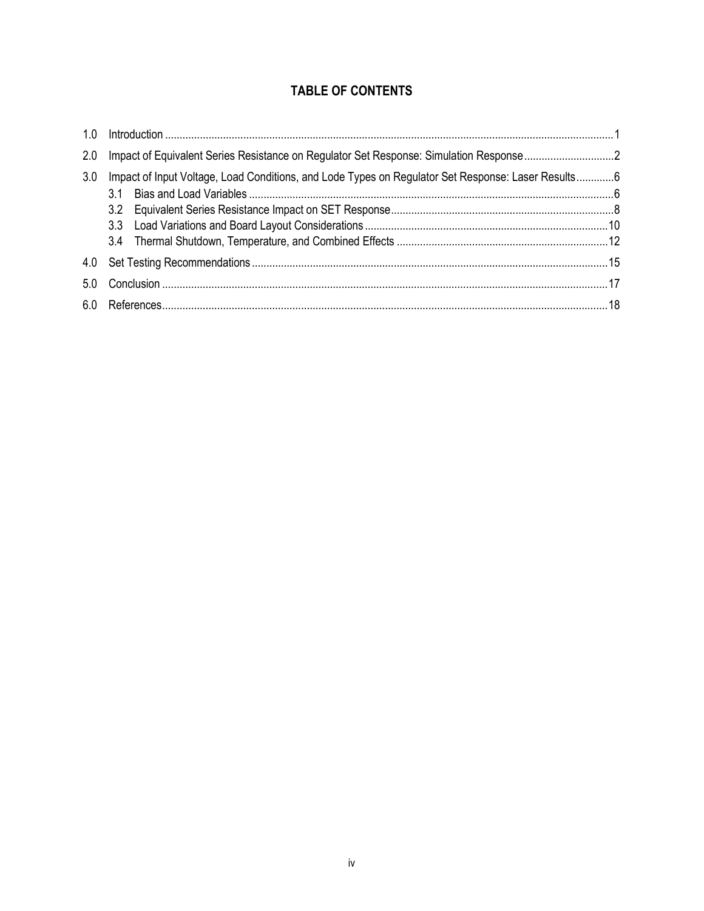## TABLE OF CONTENTS

1.0 Introduction ........................................................................................................................................................1

2.0 Impact of Equivalent Series Resistance on Regulator Set Response: Simulation Response ...............................2

3.0 Impact of Input Voltage, Load Conditions, and Lode Types on Regulator Set Response: Laser Results .............6

- 3.1 Bias and Load Variables .............................................................................................................................6
- 3.2 Equivalent Series Resistance Impact on SET Response ..............................................................................8
- 3.3 Load Variations and Board Layout Considerations ....................................................................................10
- 3.4 Thermal Shutdown, Temperature, and Combined Effects ..........................................................................12

4.0 Set Testing Recommendations ..........................................................................................................................15

5.0 Conclusion .........................................................................................................................................................17

6.0 References .........................................................................................................................................................18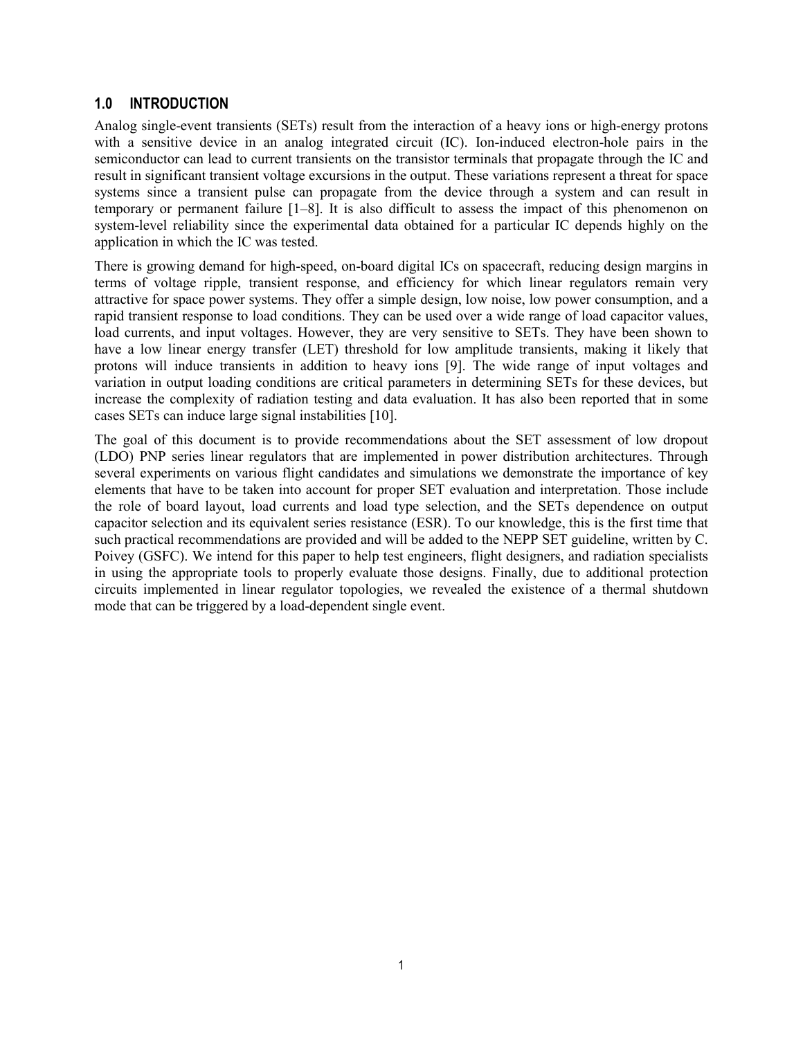## 1.0 INTRODUCTION

Analog single-event transients (SETs) result from the interaction of a heavy ions or high-energy protons with a sensitive device in an analog integrated circuit (IC). Ion-induced electron-hole pairs in the semiconductor can lead to current transients on the transistor terminals that propagate through the IC and result in significant transient voltage excursions in the output. These variations represent a threat for space systems since a transient pulse can propagate from the device through a system and can result in temporary or permanent failure [1–8]. It is also difficult to assess the impact of this phenomenon on system-level reliability since the experimental data obtained for a particular IC depends highly on the application in which the IC was tested.

There is growing demand for high-speed, on-board digital ICs on spacecraft, reducing design margins in terms of voltage ripple, transient response, and efficiency for which linear regulators remain very attractive for space power systems. They offer a simple design, low noise, low power consumption, and a rapid transient response to load conditions. They can be used over a wide range of load capacitor values, load currents, and input voltages. However, they are very sensitive to SETs. They have been shown to have a low linear energy transfer (LET) threshold for low amplitude transients, making it likely that protons will induce transients in addition to heavy ions [9]. The wide range of input voltages and variation in output loading conditions are critical parameters in determining SETs for these devices, but increase the complexity of radiation testing and data evaluation. It has also been reported that in some cases SETs can induce large signal instabilities [10].

The goal of this document is to provide recommendations about the SET assessment of low dropout (LDO) PNP series linear regulators that are implemented in power distribution architectures. Through several experiments on various flight candidates and simulations we demonstrate the importance of key elements that have to be taken into account for proper SET evaluation and interpretation. Those include the role of board layout, load currents and load type selection, and the SETs dependence on output capacitor selection and its equivalent series resistance (ESR). To our knowledge, this is the first time that such practical recommendations are provided and will be added to the NEPP SET guideline, written by C. Poivey (GSFC). We intend for this paper to help test engineers, flight designers, and radiation specialists in using the appropriate tools to properly evaluate those designs. Finally, due to additional protection circuits implemented in linear regulator topologies, we revealed the existence of a thermal shutdown mode that can be triggered by a load-dependent single event.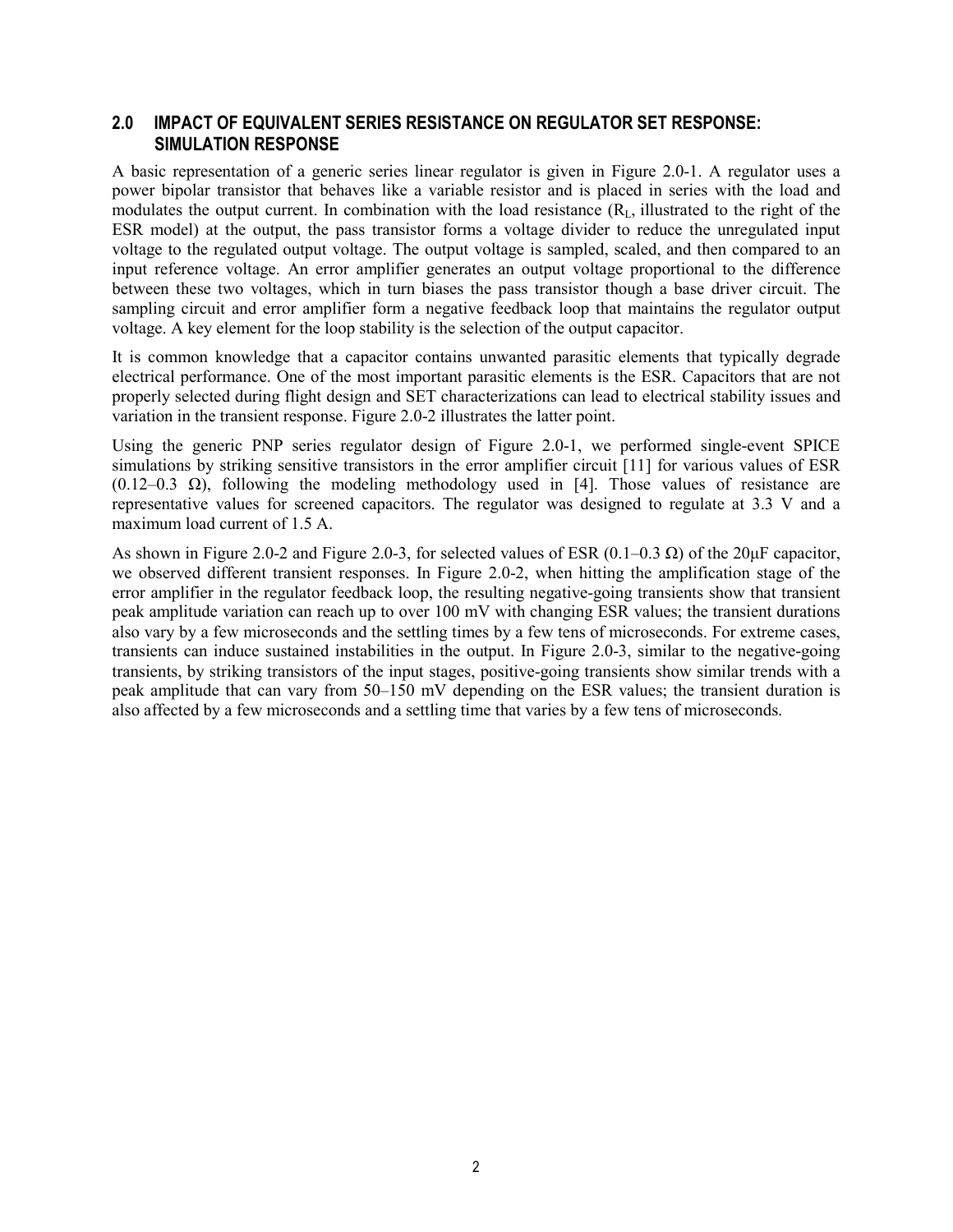## 2.0 IMPACT OF EQUIVALENT SERIES RESISTANCE ON REGULATOR SET RESPONSE: SIMULATION RESPONSE

A basic representation of a generic series linear regulator is given in Figure 2.0-1. A regulator uses a power bipolar transistor that behaves like a variable resistor and is placed in series with the load and modulates the output current. In combination with the load resistance ($R_L$, illustrated to the right of the ESR model) at the output, the pass transistor forms a voltage divider to reduce the unregulated input voltage to the regulated output voltage. The output voltage is sampled, scaled, and then compared to an input reference voltage. An error amplifier generates an output voltage proportional to the difference between these two voltages, which in turn biases the pass transistor though a base driver circuit. The sampling circuit and error amplifier form a negative feedback loop that maintains the regulator output voltage. A key element for the loop stability is the selection of the output capacitor.

It is common knowledge that a capacitor contains unwanted parasitic elements that typically degrade electrical performance. One of the most important parasitic elements is the ESR. Capacitors that are not properly selected during flight design and SET characterizations can lead to electrical stability issues and variation in the transient response. Figure 2.0-2 illustrates the latter point.

Using the generic PNP series regulator design of Figure 2.0-1, we performed single-event SPICE simulations by striking sensitive transistors in the error amplifier circuit [11] for various values of ESR (0.12–0.3 Ω), following the modeling methodology used in [4]. Those values of resistance are representative values for screened capacitors. The regulator was designed to regulate at 3.3 V and a maximum load current of 1.5 A.

As shown in Figure 2.0-2 and Figure 2.0-3, for selected values of ESR (0.1–0.3 Ω) of the 20μF capacitor, we observed different transient responses. In Figure 2.0-2, when hitting the amplification stage of the error amplifier in the regulator feedback loop, the resulting negative-going transients show that transient peak amplitude variation can reach up to over 100 mV with changing ESR values; the transient durations also vary by a few microseconds and the settling times by a few tens of microseconds. For extreme cases, transients can induce sustained instabilities in the output. In Figure 2.0-3, similar to the negative-going transients, by striking transistors of the input stages, positive-going transients show similar trends with a peak amplitude that can vary from 50–150 mV depending on the ESR values; the transient duration is also affected by a few microseconds and a settling time that varies by a few tens of microseconds.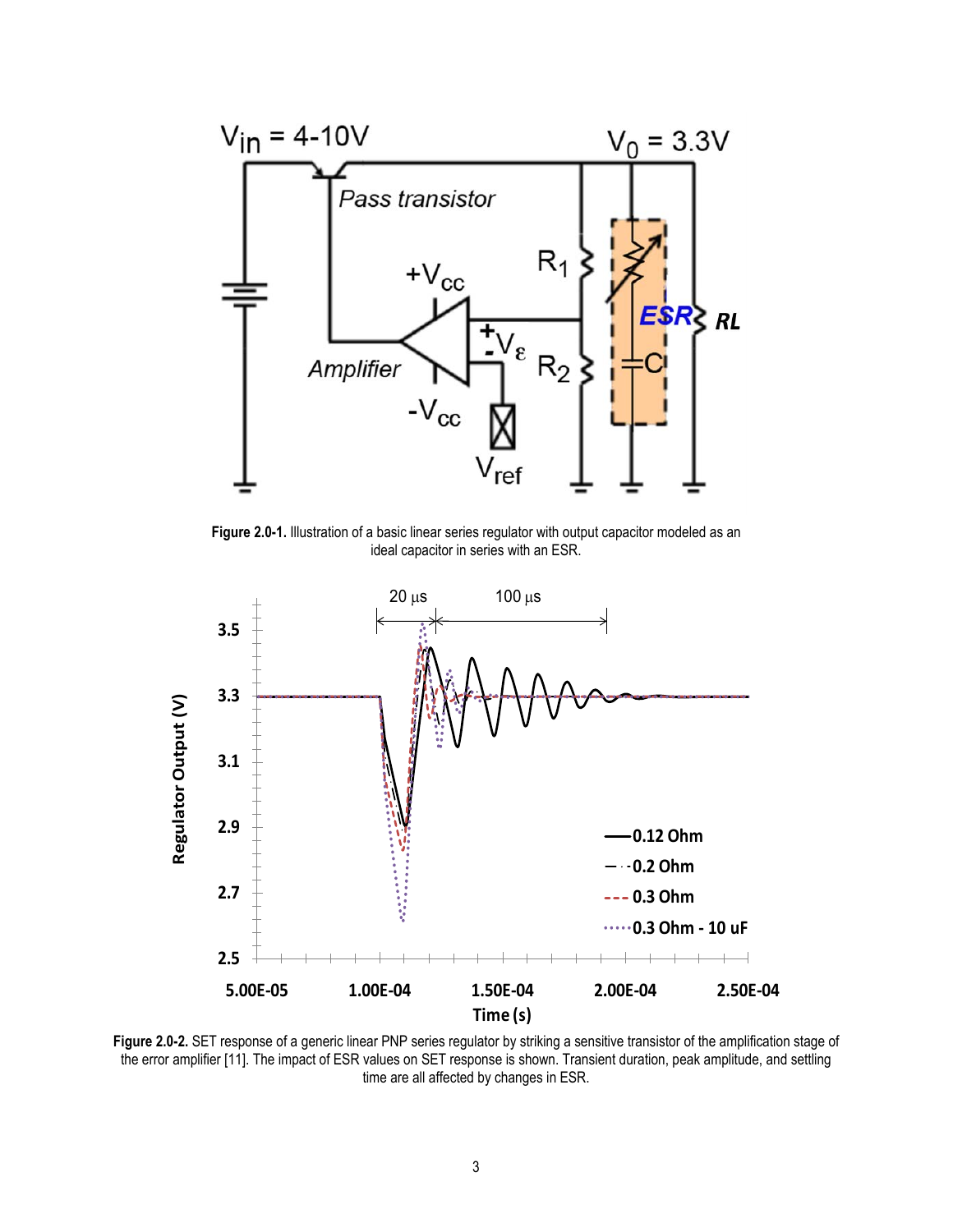**Figure 2.0-1.** Illustration of a basic linear series regulator with output capacitor modeled as an ideal capacitor in series with an ESR.

**Figure 2.0-2.** SET response of a generic linear PNP series regulator by striking a sensitive transistor of the amplification stage of the error amplifier [11]. The impact of ESR values on SET response is shown. Transient duration, peak amplitude, and settling time are all affected by changes in ESR.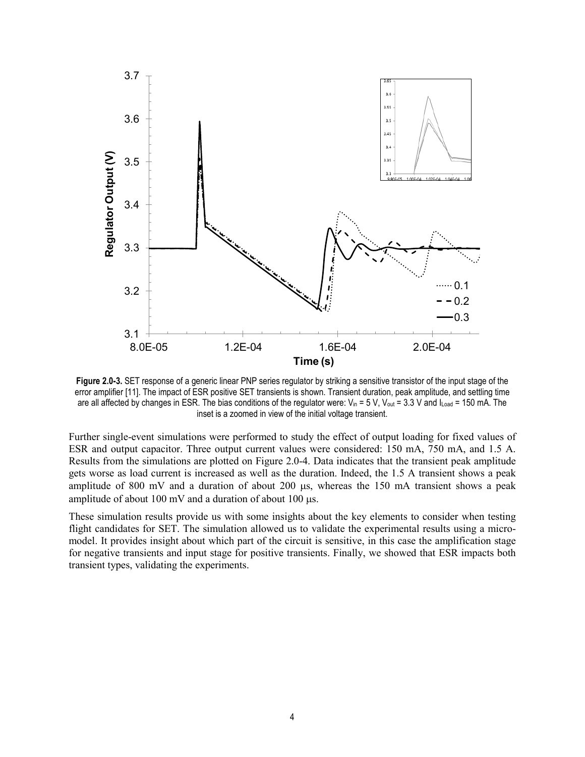**Figure 2.0-3.** SET response of a generic linear PNP series regulator by striking a sensitive transistor of the input stage of the error amplifier [11]. The impact of ESR positive SET transients is shown. Transient duration, peak amplitude, and settling time are all affected by changes in ESR. The bias conditions of the regulator were: $V_{in}$ = 5 V, $V_{out}$ = 3.3 V and $I_{Load}$ = 150 mA. The inset is a zoomed in view of the initial voltage transient.

Further single-event simulations were performed to study the effect of output loading for fixed values of ESR and output capacitor. Three output current values were considered: 150 mA, 750 mA, and 1.5 A. Results from the simulations are plotted on Figure 2.0-4. Data indicates that the transient peak amplitude gets worse as load current is increased as well as the duration. Indeed, the 1.5 A transient shows a peak amplitude of 800 mV and a duration of about 200 μs, whereas the 150 mA transient shows a peak amplitude of about 100 mV and a duration of about 100 μs.

These simulation results provide us with some insights about the key elements to consider when testing flight candidates for SET. The simulation allowed us to validate the experimental results using a micro-model. It provides insight about which part of the circuit is sensitive, in this case the amplification stage for negative transients and input stage for positive transients. Finally, we showed that ESR impacts both transient types, validating the experiments.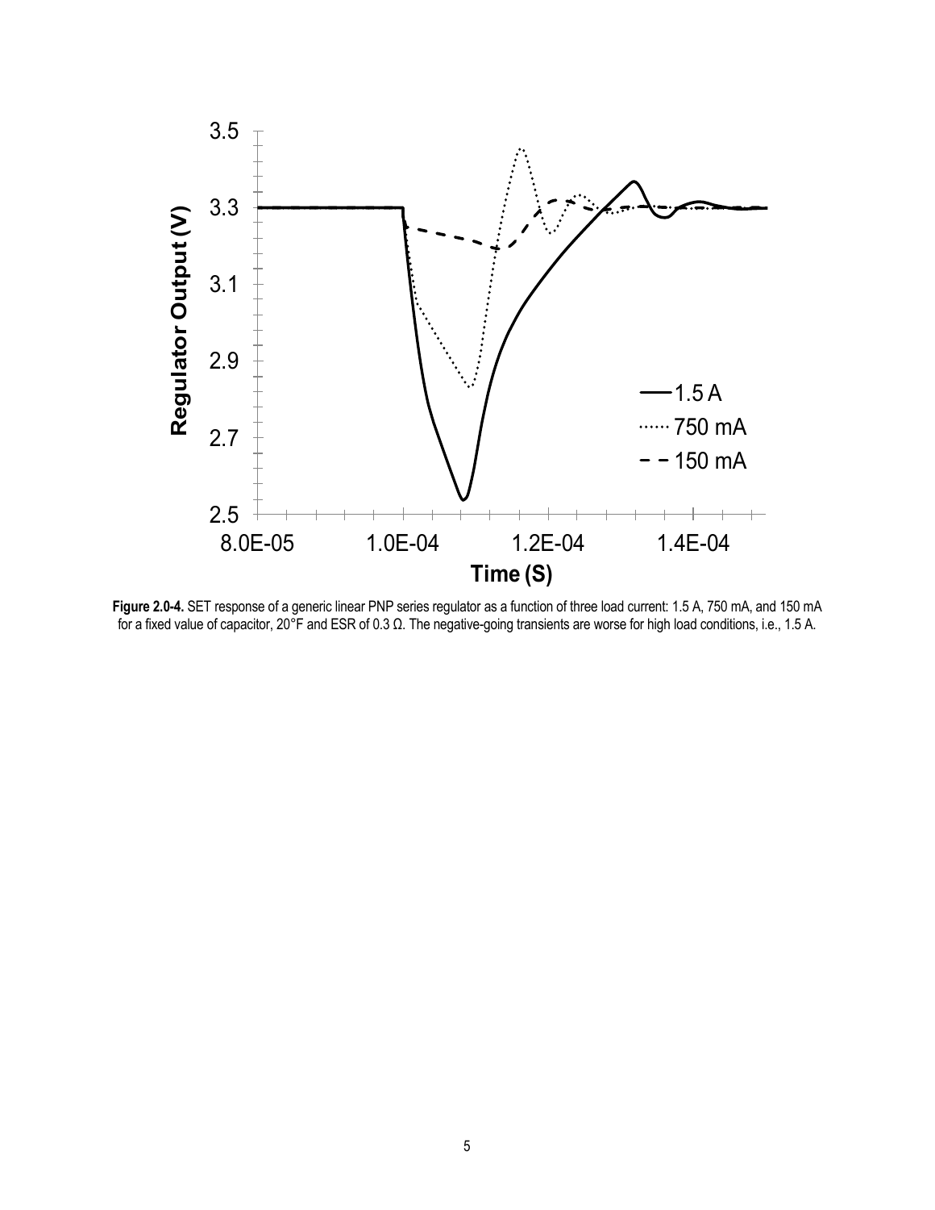**Figure 2.0-4.** SET response of a generic linear PNP series regulator as a function of three load current: 1.5 A, 750 mA, and 150 mA for a fixed value of capacitor, 20°F and ESR of 0.3 Ω. The negative-going transients are worse for high load conditions, i.e., 1.5 A.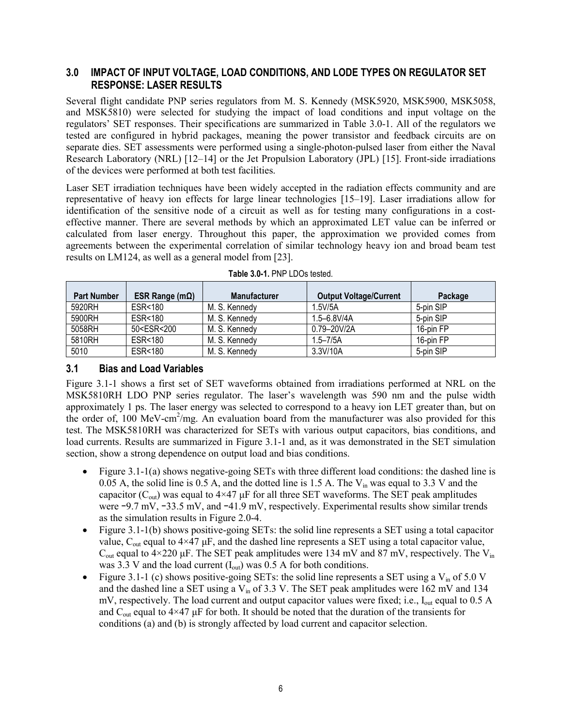## 3.0 IMPACT OF INPUT VOLTAGE, LOAD CONDITIONS, AND LODE TYPES ON REGULATOR SET RESPONSE: LASER RESULTS

Several flight candidate PNP series regulators from M. S. Kennedy (MSK5920, MSK5900, MSK5058, and MSK5810) were selected for studying the impact of load conditions and input voltage on the regulators' SET responses. Their specifications are summarized in Table 3.0-1. All of the regulators we tested are configured in hybrid packages, meaning the power transistor and feedback circuits are on separate dies. SET assessments were performed using a single-photon-pulsed laser from either the Naval Research Laboratory (NRL) [12–14] or the Jet Propulsion Laboratory (JPL) [15]. Front-side irradiations of the devices were performed at both test facilities.

Laser SET irradiation techniques have been widely accepted in the radiation effects community and are representative of heavy ion effects for large linear technologies [15–19]. Laser irradiations allow for identification of the sensitive node of a circuit as well as for testing many configurations in a cost-effective manner. There are several methods by which an approximated LET value can be inferred or calculated from laser energy. Throughout this paper, the approximation we provided comes from agreements between the experimental correlation of similar technology heavy ion and broad beam test results on LM124, as well as a general model from [23].

**Table 3.0-1.** PNP LDOs tested.

| Part Number | ESR Range (mΩ) | Manufacturer | Output Voltage/Current | Package |
|---|---|---|---|---|
| 5920RH | ESR<180 | M. S. Kennedy | 1.5V/5A | 5-pin SIP |
| 5900RH | ESR<180 | M. S. Kennedy | 1.5–6.8V/4A | 5-pin SIP |
| 5058RH | 50<ESR<200 | M. S. Kennedy | 0.79–20V/2A | 16-pin FP |
| 5810RH | ESR<180 | M. S. Kennedy | 1.5–7/5A | 16-pin FP |
| 5010 | ESR<180 | M. S. Kennedy | 3.3V/10A | 5-pin SIP |

### 3.1 Bias and Load Variables

Figure 3.1-1 shows a first set of SET waveforms obtained from irradiations performed at NRL on the MSK5810RH LDO PNP series regulator. The laser's wavelength was 590 nm and the pulse width approximately 1 ps. The laser energy was selected to correspond to a heavy ion LET greater than, but on the order of, 100 MeV-cm$^2$/mg. An evaluation board from the manufacturer was also provided for this test. The MSK5810RH was characterized for SETs with various output capacitors, bias conditions, and load currents. Results are summarized in Figure 3.1-1 and, as it was demonstrated in the SET simulation section, show a strong dependence on output load and bias conditions.

- Figure 3.1-1(a) shows negative-going SETs with three different load conditions: the dashed line is 0.05 A, the solid line is 0.5 A, and the dotted line is 1.5 A. The $V_{in}$ was equal to 3.3 V and the capacitor ($C_{out}$) was equal to 4×47 µF for all three SET waveforms. The SET peak amplitudes were −9.7 mV, −33.5 mV, and −41.9 mV, respectively. Experimental results show similar trends as the simulation results in Figure 2.0-4.
- Figure 3.1-1(b) shows positive-going SETs: the solid line represents a SET using a total capacitor value, $C_{out}$ equal to 4×47 µF, and the dashed line represents a SET using a total capacitor value, $C_{out}$ equal to 4×220 µF. The SET peak amplitudes were 134 mV and 87 mV, respectively. The $V_{in}$ was 3.3 V and the load current ($I_{out}$) was 0.5 A for both conditions.
- Figure 3.1-1 (c) shows positive-going SETs: the solid line represents a SET using a $V_{in}$ of 5.0 V and the dashed line a SET using a $V_{in}$ of 3.3 V. The SET peak amplitudes were 162 mV and 134 mV, respectively. The load current and output capacitor values were fixed; i.e., $I_{out}$ equal to 0.5 A and $C_{out}$ equal to 4×47 µF for both. It should be noted that the duration of the transients for conditions (a) and (b) is strongly affected by load current and capacitor selection.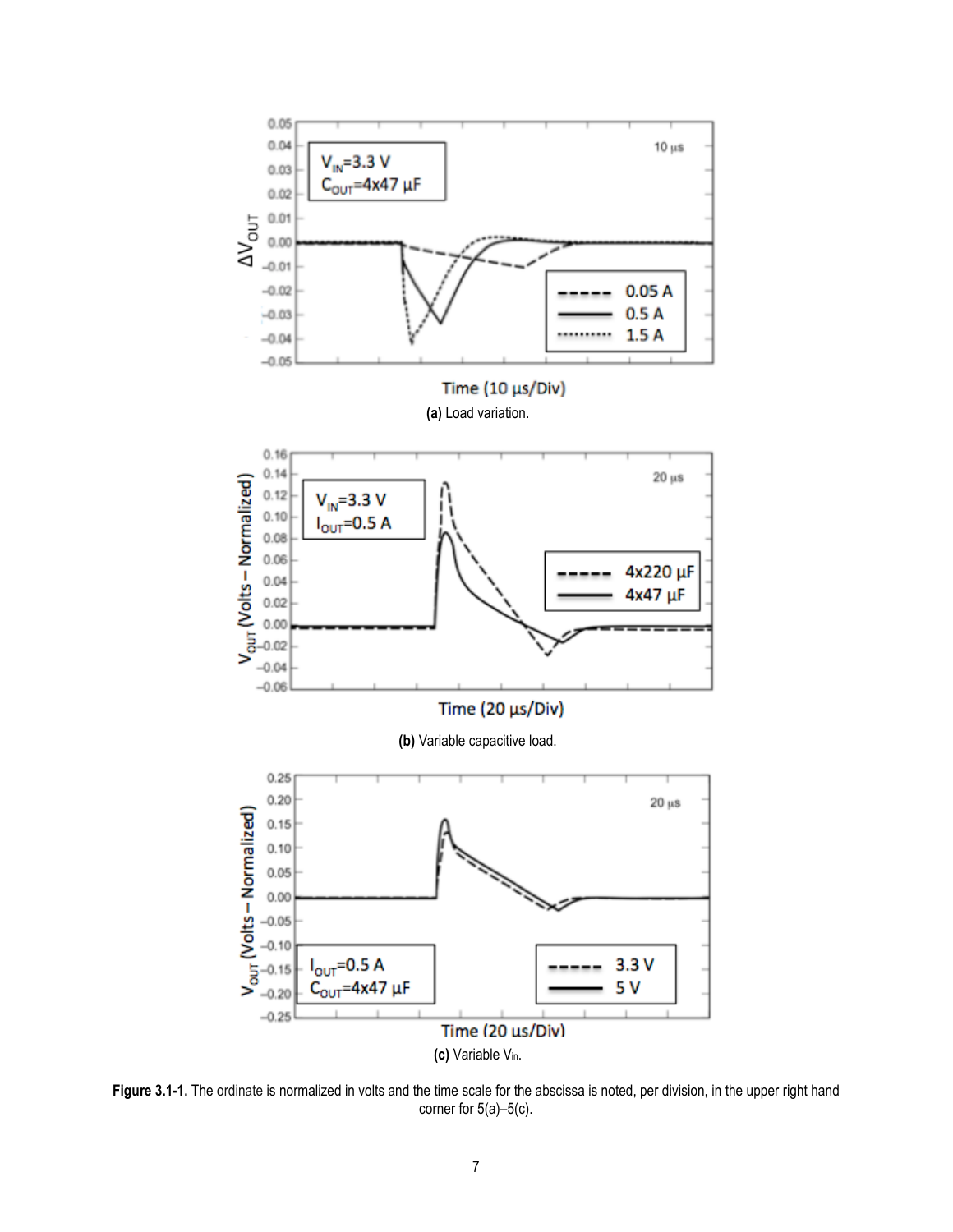(a) **Load variation.**

(b) **Variable capacitive load.**

(c) **Variable $V_{in}$.**

**Figure 3.1-1.** The ordinate is normalized in volts and the time scale for the abscissa is noted, per division, in the upper right hand corner for 5(a)–5(c).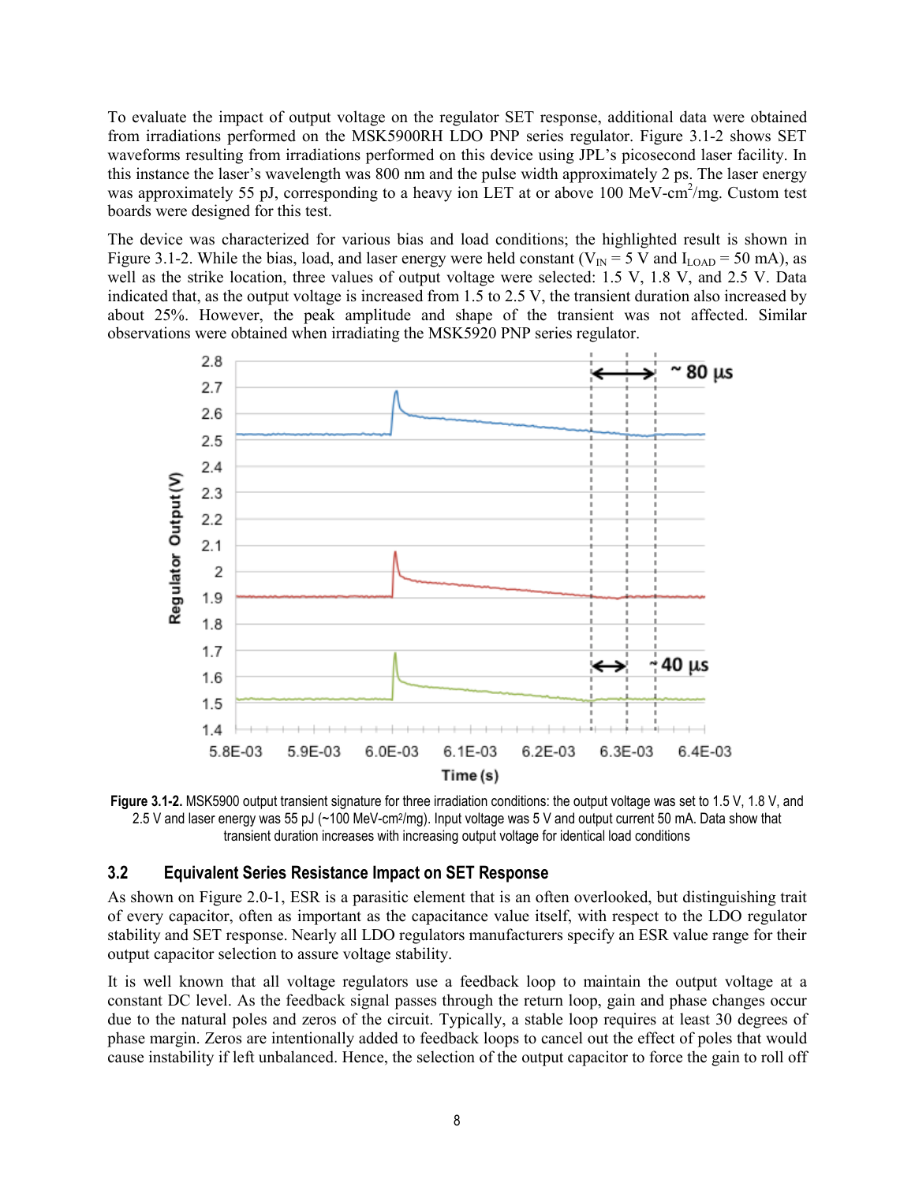To evaluate the impact of output voltage on the regulator SET response, additional data were obtained from irradiations performed on the MSK5900RH LDO PNP series regulator. Figure 3.1-2 shows SET waveforms resulting from irradiations performed on this device using JPL's picosecond laser facility. In this instance the laser's wavelength was 800 nm and the pulse width approximately 2 ps. The laser energy was approximately 55 pJ, corresponding to a heavy ion LET at or above 100 MeV-cm$^2$/mg. Custom test boards were designed for this test.

The device was characterized for various bias and load conditions; the highlighted result is shown in Figure 3.1-2. While the bias, load, and laser energy were held constant ($V_{IN}$ = 5 V and $I_{LOAD}$ = 50 mA), as well as the strike location, three values of output voltage were selected: 1.5 V, 1.8 V, and 2.5 V. Data indicated that, as the output voltage is increased from 1.5 to 2.5 V, the transient duration also increased by about 25%. However, the peak amplitude and shape of the transient was not affected. Similar observations were obtained when irradiating the MSK5920 PNP series regulator.

**Figure 3.1-2.** MSK5900 output transient signature for three irradiation conditions: the output voltage was set to 1.5 V, 1.8 V, and 2.5 V and laser energy was 55 pJ (~100 MeV-cm$^2$/mg). Input voltage was 5 V and output current 50 mA. Data show that transient duration increases with increasing output voltage for identical load conditions

### 3.2 Equivalent Series Resistance Impact on SET Response

As shown on Figure 2.0-1, ESR is a parasitic element that is an often overlooked, but distinguishing trait of every capacitor, often as important as the capacitance value itself, with respect to the LDO regulator stability and SET response. Nearly all LDO regulators manufacturers specify an ESR value range for their output capacitor selection to assure voltage stability.

It is well known that all voltage regulators use a feedback loop to maintain the output voltage at a constant DC level. As the feedback signal passes through the return loop, gain and phase changes occur due to the natural poles and zeros of the circuit. Typically, a stable loop requires at least 30 degrees of phase margin. Zeros are intentionally added to feedback loops to cancel out the effect of poles that would cause instability if left unbalanced. Hence, the selection of the output capacitor to force the gain to roll off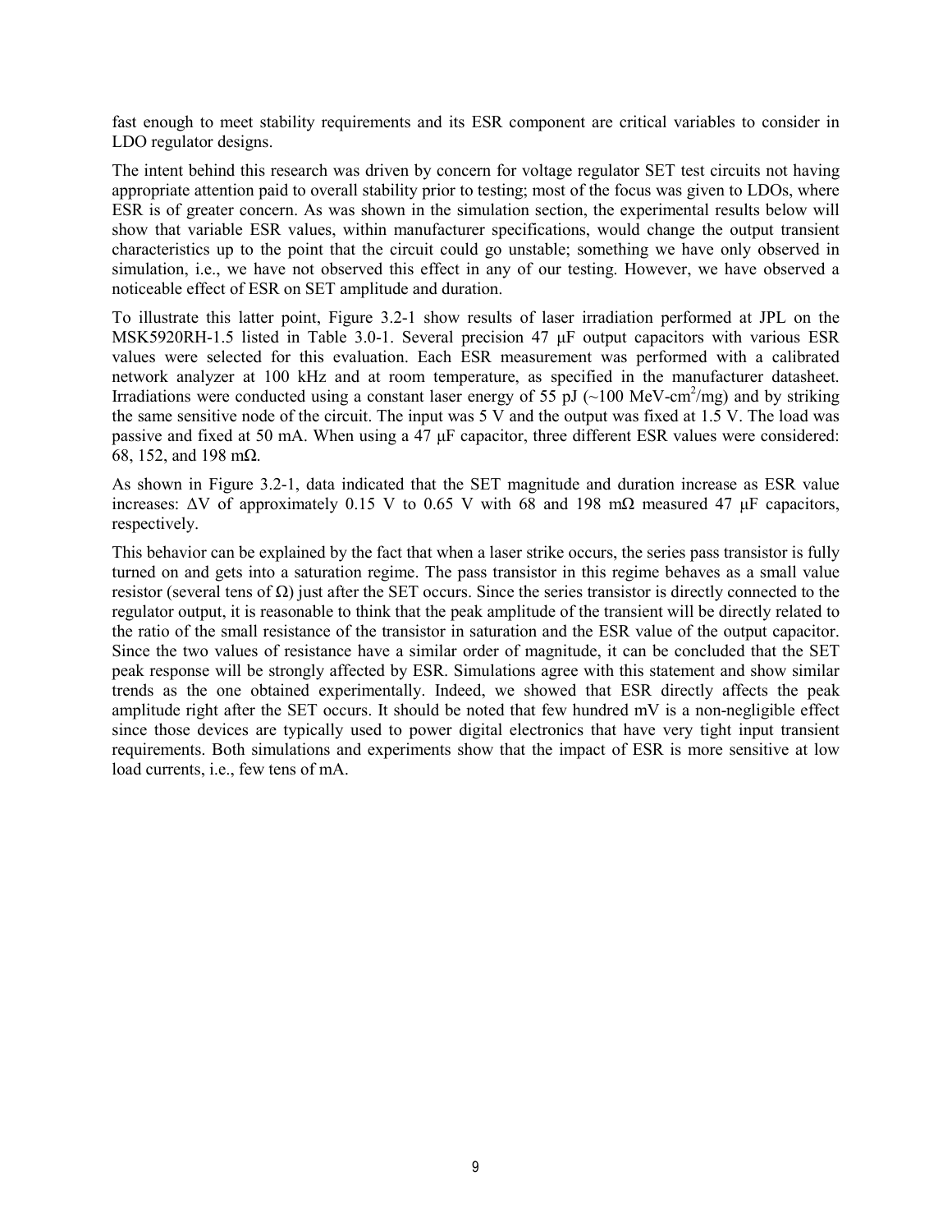fast enough to meet stability requirements and its ESR component are critical variables to consider in LDO regulator designs.

The intent behind this research was driven by concern for voltage regulator SET test circuits not having appropriate attention paid to overall stability prior to testing; most of the focus was given to LDOs, where ESR is of greater concern. As was shown in the simulation section, the experimental results below will show that variable ESR values, within manufacturer specifications, would change the output transient characteristics up to the point that the circuit could go unstable; something we have only observed in simulation, i.e., we have not observed this effect in any of our testing. However, we have observed a noticeable effect of ESR on SET amplitude and duration.

To illustrate this latter point, Figure 3.2-1 show results of laser irradiation performed at JPL on the MSK5920RH-1.5 listed in Table 3.0-1. Several precision 47 µF output capacitors with various ESR values were selected for this evaluation. Each ESR measurement was performed with a calibrated network analyzer at 100 kHz and at room temperature, as specified in the manufacturer datasheet. Irradiations were conducted using a constant laser energy of 55 pJ (~100 MeV-cm$^2$/mg) and by striking the same sensitive node of the circuit. The input was 5 V and the output was fixed at 1.5 V. The load was passive and fixed at 50 mA. When using a 47 µF capacitor, three different ESR values were considered: 68, 152, and 198 mΩ.

As shown in Figure 3.2-1, data indicated that the SET magnitude and duration increase as ESR value increases: $\Delta V$ of approximately 0.15 V to 0.65 V with 68 and 198 mΩ measured 47 µF capacitors, respectively.

This behavior can be explained by the fact that when a laser strike occurs, the series pass transistor is fully turned on and gets into a saturation regime. The pass transistor in this regime behaves as a small value resistor (several tens of Ω) just after the SET occurs. Since the series transistor is directly connected to the regulator output, it is reasonable to think that the peak amplitude of the transient will be directly related to the ratio of the small resistance of the transistor in saturation and the ESR value of the output capacitor. Since the two values of resistance have a similar order of magnitude, it can be concluded that the SET peak response will be strongly affected by ESR. Simulations agree with this statement and show similar trends as the one obtained experimentally. Indeed, we showed that ESR directly affects the peak amplitude right after the SET occurs. It should be noted that few hundred mV is a non-negligible effect since those devices are typically used to power digital electronics that have very tight input transient requirements. Both simulations and experiments show that the impact of ESR is more sensitive at low load currents, i.e., few tens of mA.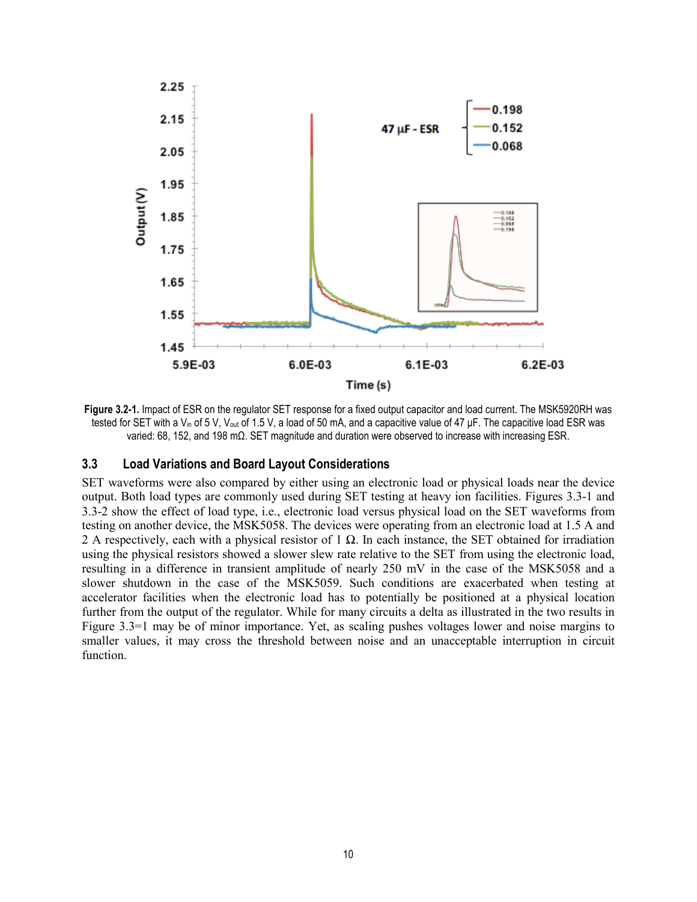**Figure 3.2-1.** Impact of ESR on the regulator SET response for a fixed output capacitor and load current. The MSK5920RH was tested for SET with a $V_{in}$ of 5 V, $V_{out}$ of 1.5 V, a load of 50 mA, and a capacitive value of 47 μF. The capacitive load ESR was varied: 68, 152, and 198 mΩ. SET magnitude and duration were observed to increase with increasing ESR.

## 3.3 Load Variations and Board Layout Considerations

SET waveforms were also compared by either using an electronic load or physical loads near the device output. Both load types are commonly used during SET testing at heavy ion facilities. Figures 3.3-1 and 3.3-2 show the effect of load type, i.e., electronic load versus physical load on the SET waveforms from testing on another device, the MSK5058. The devices were operating from an electronic load at 1.5 A and 2 A respectively, each with a physical resistor of 1 Ω. In each instance, the SET obtained for irradiation using the physical resistors showed a slower slew rate relative to the SET from using the electronic load, resulting in a difference in transient amplitude of nearly 250 mV in the case of the MSK5058 and a slower shutdown in the case of the MSK5059. Such conditions are exacerbated when testing at accelerator facilities when the electronic load has to potentially be positioned at a physical location further from the output of the regulator. While for many circuits a delta as illustrated in the two results in Figure 3.3=1 may be of minor importance. Yet, as scaling pushes voltages lower and noise margins to smaller values, it may cross the threshold between noise and an unacceptable interruption in circuit function.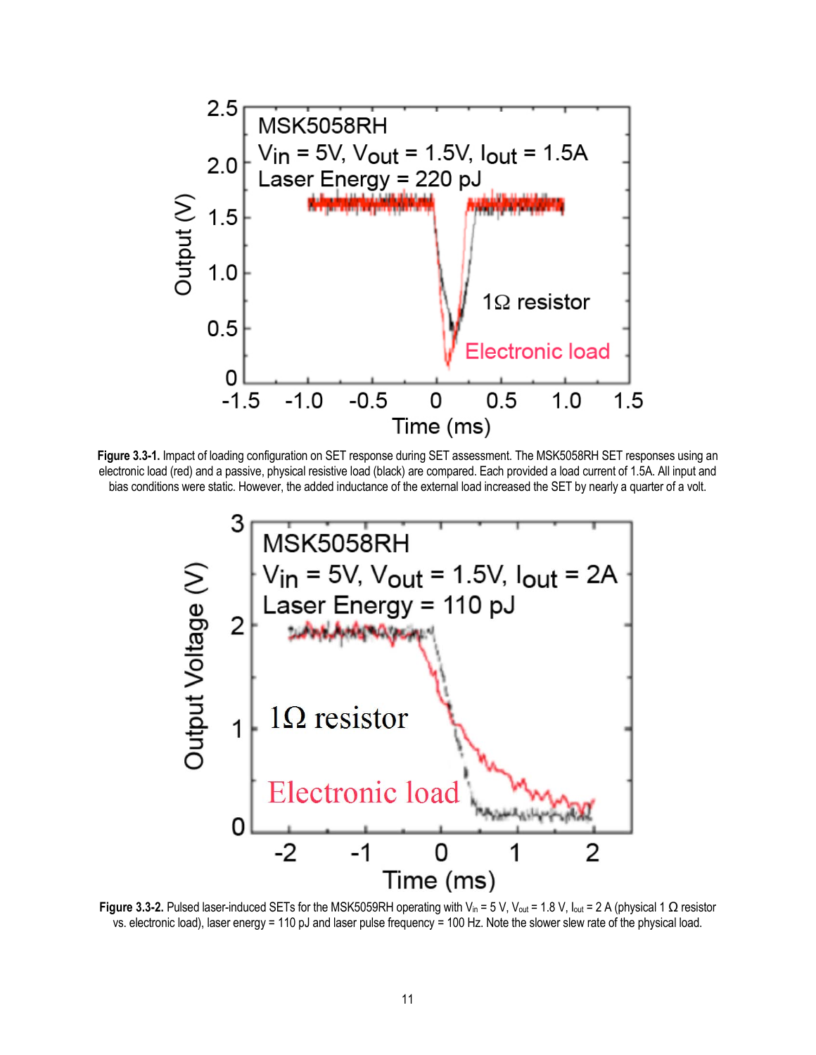**Figure 3.3-1.** Impact of loading configuration on SET response during SET assessment. The MSK5058RH SET responses using an electronic load (red) and a passive, physical resistive load (black) are compared. Each provided a load current of 1.5A. All input and bias conditions were static. However, the added inductance of the external load increased the SET by nearly a quarter of a volt.

**Figure 3.3-2.** Pulsed laser-induced SETs for the MSK5059RH operating with $V_{in}$ = 5 V, $V_{out}$ = 1.8 V, $I_{out}$ = 2 A (physical 1 Ω resistor vs. electronic load), laser energy = 110 pJ and laser pulse frequency = 100 Hz. Note the slower slew rate of the physical load.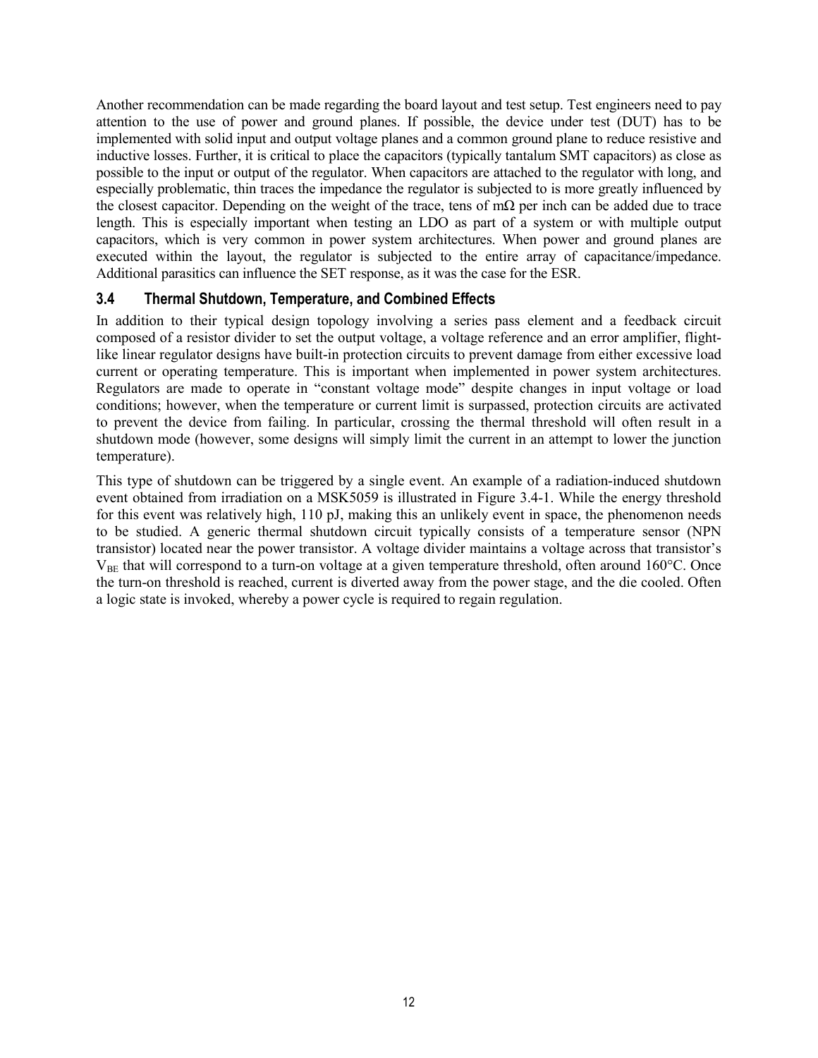Another recommendation can be made regarding the board layout and test setup. Test engineers need to pay attention to the use of power and ground planes. If possible, the device under test (DUT) has to be implemented with solid input and output voltage planes and a common ground plane to reduce resistive and inductive losses. Further, it is critical to place the capacitors (typically tantalum SMT capacitors) as close as possible to the input or output of the regulator. When capacitors are attached to the regulator with long, and especially problematic, thin traces the impedance the regulator is subjected to is more greatly influenced by the closest capacitor. Depending on the weight of the trace, tens of mΩ per inch can be added due to trace length. This is especially important when testing an LDO as part of a system or with multiple output capacitors, which is very common in power system architectures. When power and ground planes are executed within the layout, the regulator is subjected to the entire array of capacitance/impedance. Additional parasitics can influence the SET response, as it was the case for the ESR.

### 3.4 Thermal Shutdown, Temperature, and Combined Effects

In addition to their typical design topology involving a series pass element and a feedback circuit composed of a resistor divider to set the output voltage, a voltage reference and an error amplifier, flight-like linear regulator designs have built-in protection circuits to prevent damage from either excessive load current or operating temperature. This is important when implemented in power system architectures. Regulators are made to operate in "constant voltage mode" despite changes in input voltage or load conditions; however, when the temperature or current limit is surpassed, protection circuits are activated to prevent the device from failing. In particular, crossing the thermal threshold will often result in a shutdown mode (however, some designs will simply limit the current in an attempt to lower the junction temperature).

This type of shutdown can be triggered by a single event. An example of a radiation-induced shutdown event obtained from irradiation on a MSK5059 is illustrated in Figure 3.4-1. While the energy threshold for this event was relatively high, 110 pJ, making this an unlikely event in space, the phenomenon needs to be studied. A generic thermal shutdown circuit typically consists of a temperature sensor (NPN transistor) located near the power transistor. A voltage divider maintains a voltage across that transistor's $V_{BE}$ that will correspond to a turn-on voltage at a given temperature threshold, often around 160°C. Once the turn-on threshold is reached, current is diverted away from the power stage, and the die cooled. Often a logic state is invoked, whereby a power cycle is required to regain regulation.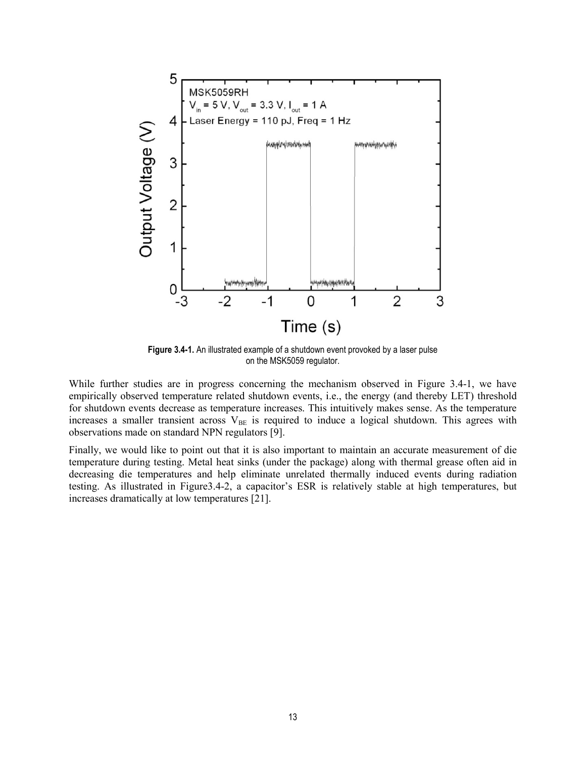**Figure 3.4-1.** An illustrated example of a shutdown event provoked by a laser pulse on the MSK5059 regulator.

While further studies are in progress concerning the mechanism observed in Figure 3.4-1, we have empirically observed temperature related shutdown events, i.e., the energy (and thereby LET) threshold for shutdown events decrease as temperature increases. This intuitively makes sense. As the temperature increases a smaller transient across $V_{BE}$ is required to induce a logical shutdown. This agrees with observations made on standard NPN regulators [9].

Finally, we would like to point out that it is also important to maintain an accurate measurement of die temperature during testing. Metal heat sinks (under the package) along with thermal grease often aid in decreasing die temperatures and help eliminate unrelated thermally induced events during radiation testing. As illustrated in Figure3.4-2, a capacitor's ESR is relatively stable at high temperatures, but increases dramatically at low temperatures [21].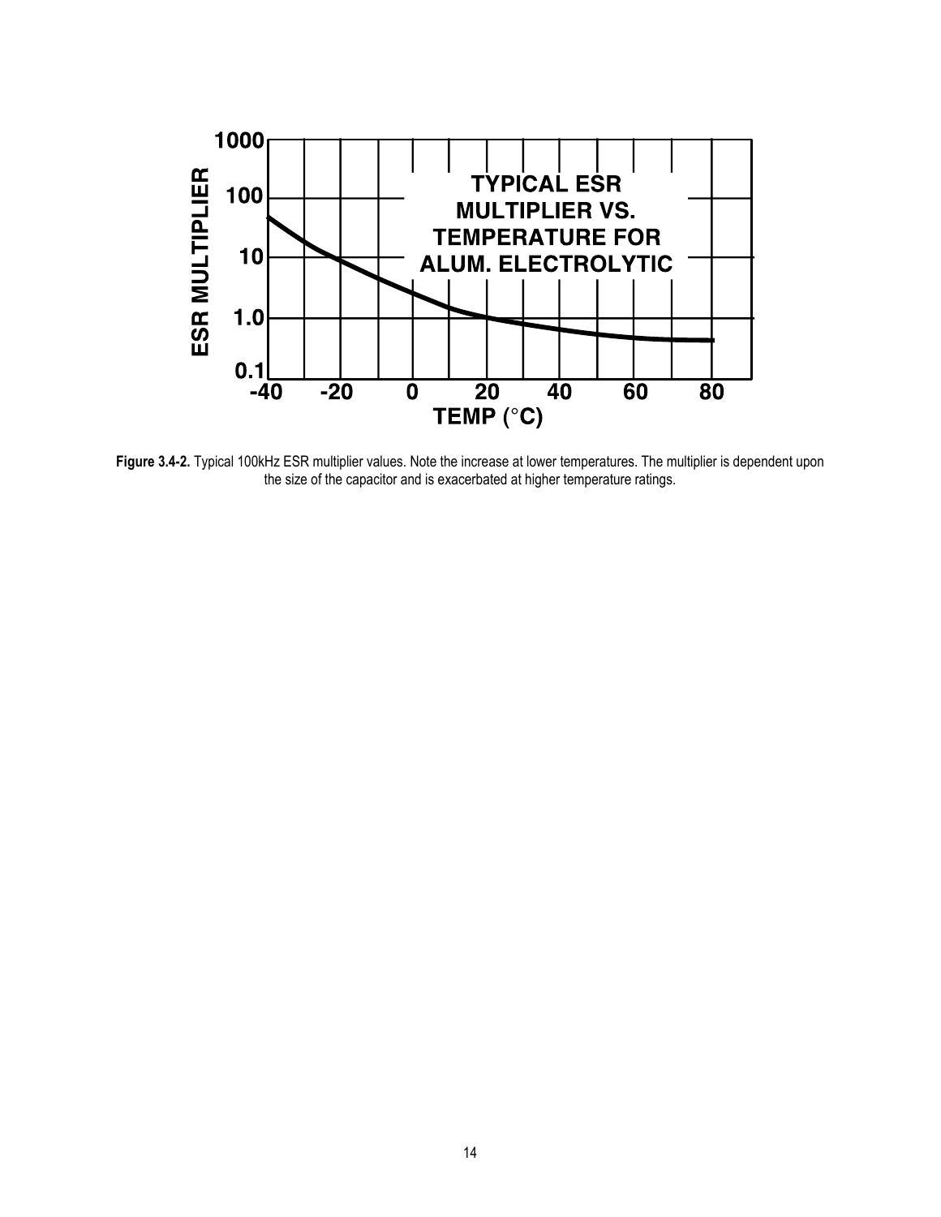**Figure 3.4-2.** Typical 100kHz ESR multiplier values. Note the increase at lower temperatures. The multiplier is dependent upon the size of the capacitor and is exacerbated at higher temperature ratings.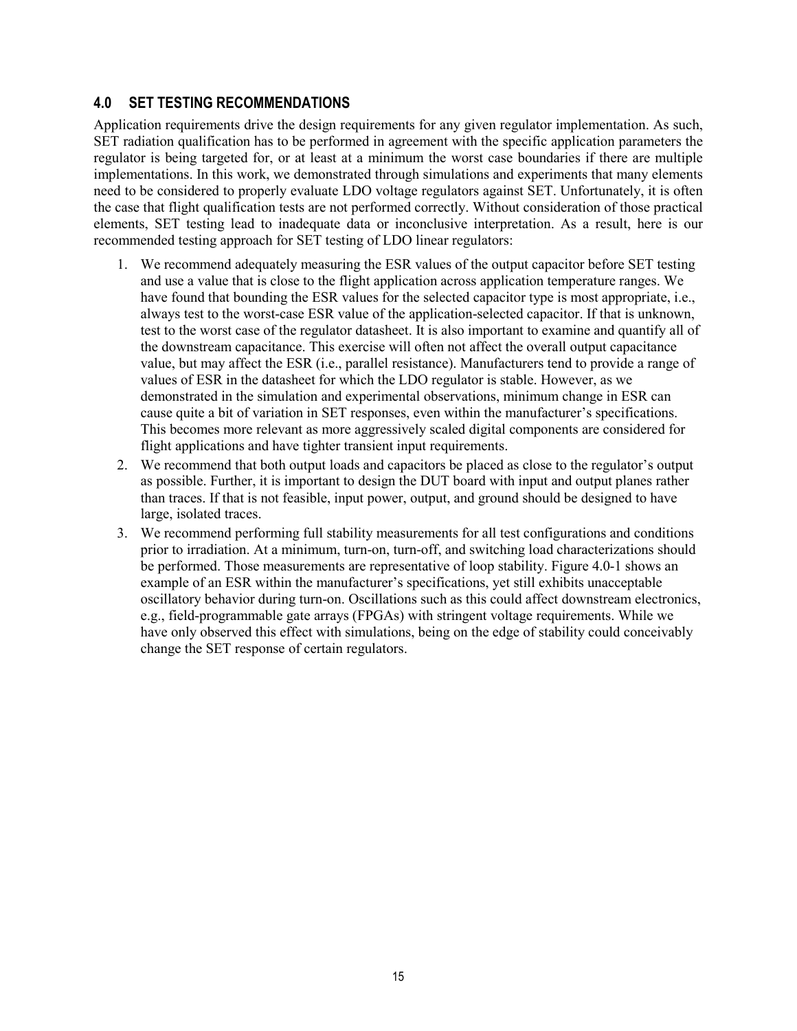## 4.0 SET TESTING RECOMMENDATIONS

Application requirements drive the design requirements for any given regulator implementation. As such, SET radiation qualification has to be performed in agreement with the specific application parameters the regulator is being targeted for, or at least at a minimum the worst case boundaries if there are multiple implementations. In this work, we demonstrated through simulations and experiments that many elements need to be considered to properly evaluate LDO voltage regulators against SET. Unfortunately, it is often the case that flight qualification tests are not performed correctly. Without consideration of those practical elements, SET testing lead to inadequate data or inconclusive interpretation. As a result, here is our recommended testing approach for SET testing of LDO linear regulators:

1. We recommend adequately measuring the ESR values of the output capacitor before SET testing and use a value that is close to the flight application across application temperature ranges. We have found that bounding the ESR values for the selected capacitor type is most appropriate, i.e., always test to the worst-case ESR value of the application-selected capacitor. If that is unknown, test to the worst case of the regulator datasheet. It is also important to examine and quantify all of the downstream capacitance. This exercise will often not affect the overall output capacitance value, but may affect the ESR (i.e., parallel resistance). Manufacturers tend to provide a range of values of ESR in the datasheet for which the LDO regulator is stable. However, as we demonstrated in the simulation and experimental observations, minimum change in ESR can cause quite a bit of variation in SET responses, even within the manufacturer's specifications. This becomes more relevant as more aggressively scaled digital components are considered for flight applications and have tighter transient input requirements.
2. We recommend that both output loads and capacitors be placed as close to the regulator's output as possible. Further, it is important to design the DUT board with input and output planes rather than traces. If that is not feasible, input power, output, and ground should be designed to have large, isolated traces.
3. We recommend performing full stability measurements for all test configurations and conditions prior to irradiation. At a minimum, turn-on, turn-off, and switching load characterizations should be performed. Those measurements are representative of loop stability. Figure 4.0-1 shows an example of an ESR within the manufacturer's specifications, yet still exhibits unacceptable oscillatory behavior during turn-on. Oscillations such as this could affect downstream electronics, e.g., field-programmable gate arrays (FPGAs) with stringent voltage requirements. While we have only observed this effect with simulations, being on the edge of stability could conceivably change the SET response of certain regulators.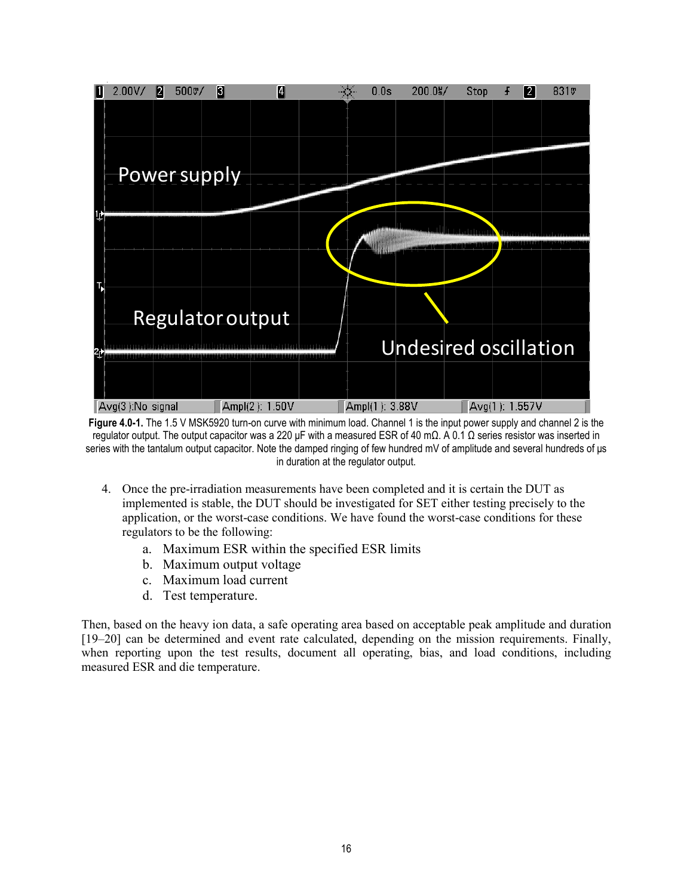**Figure 4.0-1.** The 1.5 V MSK5920 turn-on curve with minimum load. Channel 1 is the input power supply and channel 2 is the regulator output. The output capacitor was a 220 μF with a measured ESR of 40 mΩ. A 0.1 Ω series resistor was inserted in series with the tantalum output capacitor. Note the damped ringing of few hundred mV of amplitude and several hundreds of μs in duration at the regulator output.

4. Once the pre-irradiation measurements have been completed and it is certain the DUT as implemented is stable, the DUT should be investigated for SET either testing precisely to the application, or the worst-case conditions. We have found the worst-case conditions for these regulators to be the following:
    a. Maximum ESR within the specified ESR limits
    b. Maximum output voltage
    c. Maximum load current
    d. Test temperature.

Then, based on the heavy ion data, a safe operating area based on acceptable peak amplitude and duration [19–20] can be determined and event rate calculated, depending on the mission requirements. Finally, when reporting upon the test results, document all operating, bias, and load conditions, including measured ESR and die temperature.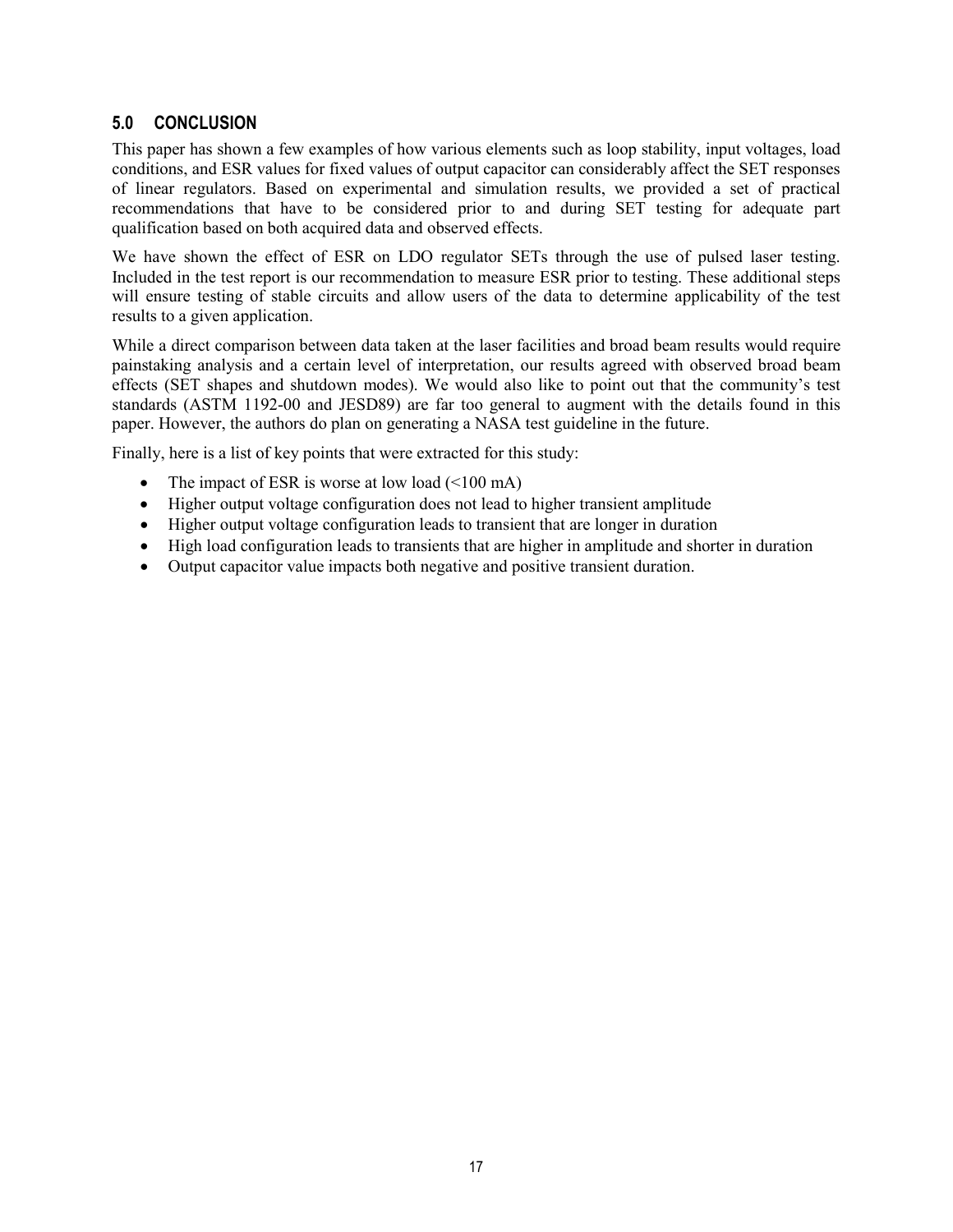## 5.0 CONCLUSION

This paper has shown a few examples of how various elements such as loop stability, input voltages, load conditions, and ESR values for fixed values of output capacitor can considerably affect the SET responses of linear regulators. Based on experimental and simulation results, we provided a set of practical recommendations that have to be considered prior to and during SET testing for adequate part qualification based on both acquired data and observed effects.

We have shown the effect of ESR on LDO regulator SETs through the use of pulsed laser testing. Included in the test report is our recommendation to measure ESR prior to testing. These additional steps will ensure testing of stable circuits and allow users of the data to determine applicability of the test results to a given application.

While a direct comparison between data taken at the laser facilities and broad beam results would require painstaking analysis and a certain level of interpretation, our results agreed with observed broad beam effects (SET shapes and shutdown modes). We would also like to point out that the community's test standards (ASTM 1192-00 and JESD89) are far too general to augment with the details found in this paper. However, the authors do plan on generating a NASA test guideline in the future.

Finally, here is a list of key points that were extracted for this study:

- The impact of ESR is worse at low load (<100 mA)
- Higher output voltage configuration does not lead to higher transient amplitude
- Higher output voltage configuration leads to transient that are longer in duration
- High load configuration leads to transients that are higher in amplitude and shorter in duration
- Output capacitor value impacts both negative and positive transient duration.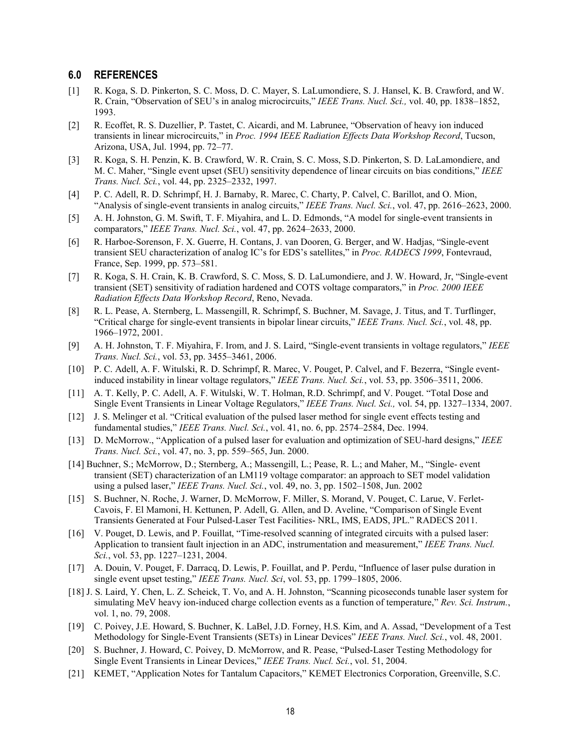## 6.0 REFERENCES

[1] R. Koga, S. D. Pinkerton, S. C. Moss, D. C. Mayer, S. LaLumondiere, S. J. Hansel, K. B. Crawford, and W. R. Crain, "Observation of SEU's in analog microcircuits," *IEEE Trans. Nucl. Sci.,* vol. 40, pp. 1838–1852, 1993.

[2] R. Ecoffet, R. S. Duzellier, P. Tastet, C. Aicardi, and M. Labrunee, "Observation of heavy ion induced transients in linear microcircuits," in *Proc. 1994 IEEE Radiation Effects Data Workshop Record*, Tucson, Arizona, USA, Jul. 1994, pp. 72–77.

[3] R. Koga, S. H. Penzin, K. B. Crawford, W. R. Crain, S. C. Moss, S.D. Pinkerton, S. D. LaLamondiere, and M. C. Maher, "Single event upset (SEU) sensitivity dependence of linear circuits on bias conditions," *IEEE Trans. Nucl. Sci.*, vol. 44, pp. 2325–2332, 1997.

[4] P. C. Adell, R. D. Schrimpf, H. J. Barnaby, R. Marec, C. Charty, P. Calvel, C. Barillot, and O. Mion, "Analysis of single-event transients in analog circuits," *IEEE Trans. Nucl. Sci.*, vol. 47, pp. 2616–2623, 2000.

[5] A. H. Johnston, G. M. Swift, T. F. Miyahira, and L. D. Edmonds, "A model for single-event transients in comparators," *IEEE Trans. Nucl. Sci.*, vol. 47, pp. 2624–2633, 2000.

[6] R. Harboe-Sorenson, F. X. Guerre, H. Contans, J. van Dooren, G. Berger, and W. Hadjas, "Single-event transient SEU characterization of analog IC's for EDS's satellites," in *Proc. RADECS 1999*, Fontevraud, France, Sep. 1999, pp. 573–581.

[7] R. Koga, S. H. Crain, K. B. Crawford, S. C. Moss, S. D. LaLumondiere, and J. W. Howard, Jr, "Single-event transient (SET) sensitivity of radiation hardened and COTS voltage comparators," in *Proc. 2000 IEEE Radiation Effects Data Workshop Record*, Reno, Nevada.

[8] R. L. Pease, A. Sternberg, L. Massengill, R. Schrimpf, S. Buchner, M. Savage, J. Titus, and T. Turflinger, "Critical charge for single-event transients in bipolar linear circuits," *IEEE Trans. Nucl. Sci.*, vol. 48, pp. 1966–1972, 2001.

[9] A. H. Johnston, T. F. Miyahira, F. Irom, and J. S. Laird, "Single-event transients in voltage regulators," *IEEE Trans. Nucl. Sci.*, vol. 53, pp. 3455–3461, 2006.

[10] P. C. Adell, A. F. Witulski, R. D. Schrimpf, R. Marec, V. Pouget, P. Calvel, and F. Bezerra, "Single event-induced instability in linear voltage regulators," *IEEE Trans. Nucl. Sci.*, vol. 53, pp. 3506–3511, 2006.

[11] A. T. Kelly, P. C. Adell, A. F. Witulski, W. T. Holman, R.D. Schrimpf, and V. Pouget. "Total Dose and Single Event Transients in Linear Voltage Regulators," *IEEE Trans. Nucl. Sci.,* vol. 54, pp. 1327–1334, 2007.

[12] J. S. Melinger et al. "Critical evaluation of the pulsed laser method for single event effects testing and fundamental studies," *IEEE Trans. Nucl. Sci.*, vol. 41, no. 6, pp. 2574–2584, Dec. 1994.

[13] D. McMorrow., "Application of a pulsed laser for evaluation and optimization of SEU-hard designs," *IEEE Trans. Nucl. Sci.*, vol. 47, no. 3, pp. 559–565, Jun. 2000.

[14] Buchner, S.; McMorrow, D.; Sternberg, A.; Massengill, L.; Pease, R. L.; and Maher, M., "Single- event transient (SET) characterization of an LM119 voltage comparator: an approach to SET model validation using a pulsed laser," *IEEE Trans. Nucl. Sci.*, vol. 49, no. 3, pp. 1502–1508, Jun. 2002

[15] S. Buchner, N. Roche, J. Warner, D. McMorrow, F. Miller, S. Morand, V. Pouget, C. Larue, V. Ferlet-Cavois, F. El Mamoni, H. Kettunen, P. Adell, G. Allen, and D. Aveline, "Comparison of Single Event Transients Generated at Four Pulsed-Laser Test Facilities- NRL, IMS, EADS, JPL." RADECS 2011.

[16] V. Pouget, D. Lewis, and P. Fouillat, "Time-resolved scanning of integrated circuits with a pulsed laser: Application to transient fault injection in an ADC, instrumentation and measurement," *IEEE Trans. Nucl. Sci.*, vol. 53, pp. 1227–1231, 2004.

[17] A. Douin, V. Pouget, F. Darracq, D. Lewis, P. Fouillat, and P. Perdu, "Influence of laser pulse duration in single event upset testing," *IEEE Trans. Nucl. Sci*, vol. 53, pp. 1799–1805, 2006.

[18] J. S. Laird, Y. Chen, L. Z. Scheick, T. Vo, and A. H. Johnston, "Scanning picoseconds tunable laser system for simulating MeV heavy ion-induced charge collection events as a function of temperature," *Rev. Sci. Instrum.*, vol. 1, no. 79, 2008.

[19] C. Poivey, J.E. Howard, S. Buchner, K. LaBel, J.D. Forney, H.S. Kim, and A. Assad, "Development of a Test Methodology for Single-Event Transients (SETs) in Linear Devices" *IEEE Trans. Nucl. Sci.*, vol. 48, 2001.

[20] S. Buchner, J. Howard, C. Poivey, D. McMorrow, and R. Pease, "Pulsed-Laser Testing Methodology for Single Event Transients in Linear Devices," *IEEE Trans. Nucl. Sci.*, vol. 51, 2004.

[21] KEMET, "Application Notes for Tantalum Capacitors," KEMET Electronics Corporation, Greenville, S.C.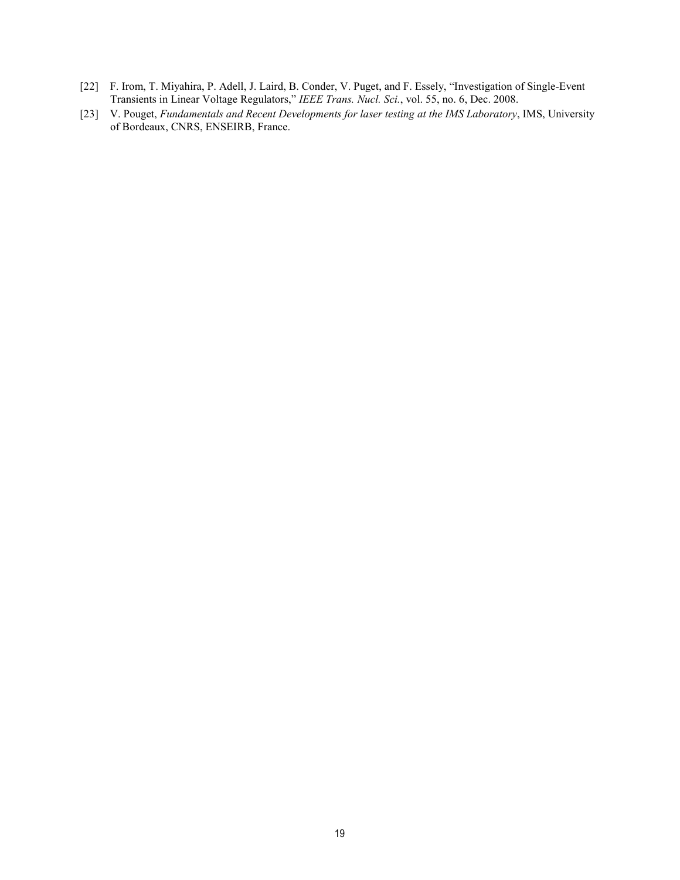[22] F. Irom, T. Miyahira, P. Adell, J. Laird, B. Conder, V. Puget, and F. Essely, "Investigation of Single-Event Transients in Linear Voltage Regulators," *IEEE Trans. Nucl. Sci.*, vol. 55, no. 6, Dec. 2008.

[23] V. Pouget, *Fundamentals and Recent Developments for laser testing at the IMS Laboratory*, IMS, University of Bordeaux, CNRS, ENSEIRB, France.